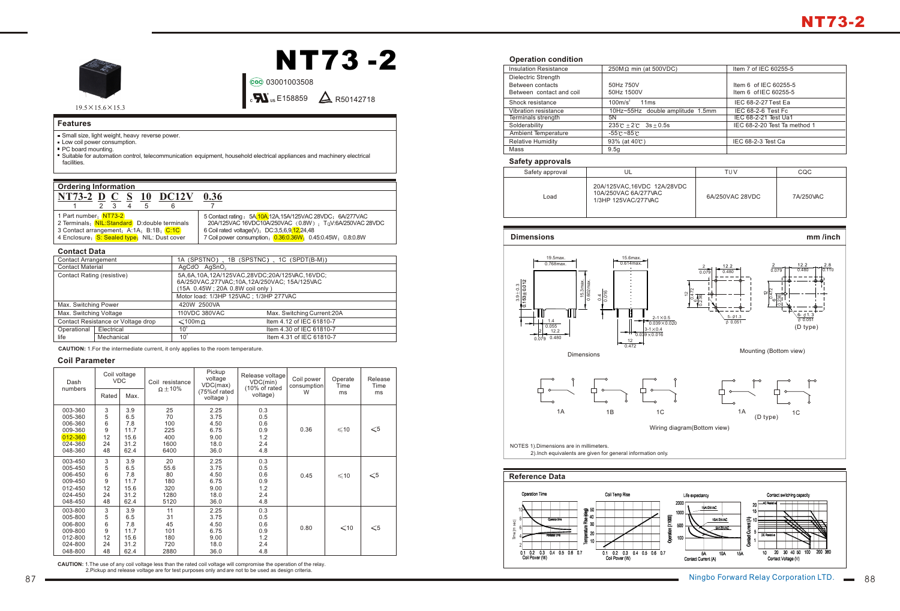# NT73-2

19.5×15.6×15.3

CQC 03001003508

c UL us E158859 R50142718

## Features

- Small size, light weight, heavy reverse power.
- Low coil power consumption.
- PC board mounting.
- Suitable for automation control, telecommunication equipment, household electrical appliances and machinery electrical facilities.

## Ordering Information

**NT73-2 D C S 10 DC12V 0.36**

1 2 3 4 5 6 7

1 Part number: NT73-2
2 Terminals: NIL:Standard D:double terminals
3 Contact arrangement: A:1A; B:1B; C:1C
4 Enclosure: S: Sealed type; NIL: Dust cover
5 Contact rating: 5A,10A,12A,15A/125VAC 28VDC; 6A/277VAC 20A/125VAC 16VDC10A/250VAC (0.8W); $T_0$V:6A/250VAC 28VDC
6 Coil rated voltage(V): DC:3,5,6,9,12,24,48
7 Coil power consumption: 0.36:0.36W; 0.45:0.45W; 0.8:0.8W

## Contact Data

| Contact Arrangement | | 1A (SPSTNO), 1B (SPSTNC), 1C (SPDT(B-M)) | |
|---|---|---|---|
| Contact Material | | AgCdO AgSnO2 | |
| Contact Rating (resistive) | | 5A,6A,10A,12A/125VAC,28VDC;20A/125VAC,16VDC; 6A/250VAC,277VAC;10A,12A/250VAC; 15A/125VAC (15A 0.45W ; 20A 0.8W coil only ) | |
| | | Motor load: 1/3HP 125VAC ; 1/3HP 277VAC | |
| Max. Switching Power | | 420W 2500VA | |
| Max. Switching Voltage | | 110VDC 380VAC | Max. Switching Current:20A |
| Contact Resistance or Voltage drop | | ≤100mΩ | Item 4.12 of IEC 61810-7 |
| Operational life | Electrical | $10^5$ | Item 4.30 of IEC 61810-7 |
| | Mechanical | $10^7$ | Item 4.31 of IEC 61810-7 |

**CAUTION:** 1.For the intermediate current, it only applies to the room temperature.

## Coil Parameter

| Dash numbers | Coil voltage VDC | | Coil resistance Ω±10% | Pickup voltage VDC(max) (75%of rated voltage ) | Release voltage VDC(min) (10% of rated voltage) | Coil power consumption W | Operate Time ms | Release Time ms |
|---|---|---|---|---|---|---|---|---|
| | Rated | Max. | | | | | | |
| 003-360 | 3 | 3.9 | 25 | 2.25 | 0.3 | 0.36 | ≤10 | ≤5 |
| 005-360 | 5 | 6.5 | 70 | 3.75 | 0.5 | | | |
| 006-360 | 6 | 7.8 | 100 | 4.50 | 0.6 | | | |
| 009-360 | 9 | 11.7 | 225 | 6.75 | 0.9 | | | |
| 012-360 | 12 | 15.6 | 400 | 9.00 | 1.2 | | | |
| 024-360 | 24 | 31.2 | 1600 | 18.0 | 2.4 | | | |
| 048-360 | 48 | 62.4 | 6400 | 36.0 | 4.8 | | | |
| 003-450 | 3 | 3.9 | 20 | 2.25 | 0.3 | 0.45 | ≤10 | ≤5 |
| 005-450 | 5 | 6.5 | 55.6 | 3.75 | 0.5 | | | |
| 006-450 | 6 | 7.8 | 80 | 4.50 | 0.6 | | | |
| 009-450 | 9 | 11.7 | 180 | 6.75 | 0.9 | | | |
| 012-450 | 12 | 15.6 | 320 | 9.00 | 1.2 | | | |
| 024-450 | 24 | 31.2 | 1280 | 18.0 | 2.4 | | | |
| 048-450 | 48 | 62.4 | 5120 | 36.0 | 4.8 | | | |
| 003-800 | 3 | 3.9 | 11 | 2.25 | 0.3 | 0.80 | ≤10 | ≤5 |
| 005-800 | 5 | 6.5 | 31 | 3.75 | 0.5 | | | |
| 006-800 | 6 | 7.8 | 45 | 4.50 | 0.6 | | | |
| 009-800 | 9 | 11.7 | 101 | 6.75 | 0.9 | | | |
| 012-800 | 12 | 15.6 | 180 | 9.00 | 1.2 | | | |
| 024-800 | 24 | 31.2 | 720 | 18.0 | 2.4 | | | |
| 048-800 | 48 | 62.4 | 2880 | 36.0 | 4.8 | | | |

**CAUTION:** 1.The use of any coil voltage less than the rated coil voltage will compromise the operation of the relay.
2.Pickup and release voltage are for test purposes only and are not to be used as design criteria.

## Operation condition

| Insulation Resistance | 250MΩ min (at 500VDC) | Item 7 of IEC 60255-5 |
|---|---|---|
| Dielectric Strength | | |
| Between contacts | 50Hz 750V | Item 6 of IEC 60255-5 |
| Between contact and coil | 50Hz 1500V | Item 6 of IEC 60255-5 |
| Shock resistance | $100m/s^2$ 11ms | IEC 68-2-27 Test Ea |
| Vibration resistance | 10Hz~55Hz double amplitude 1.5mm | IEC 68-2-6 Test Fc |
| Terminals strength | 5N | IEC 68-2-21 Test Ua1 |
| Solderability | 235℃±2℃ 3s±0.5s | IEC 68-2-20 Test Ta method 1 |
| Ambient Temperature | -55℃~85℃ | |
| Relative Humidity | 93% (at 40℃) | IEC 68-2-3 Test Ca |
| Mass | 9.5g | |

## Safety approvals

| Safety approval | UL | TUV | CQC |
|---|---|---|---|
| Load | 20A/125VAC,16VDC 12A/28VDC 10A/250VAC 6A/277VAC 1/3HP 125VAC/277VAC | 6A/250VAC 28VDC | 7A/250VAC |

## Dimensions

mm /inch

Dimensions

Mounting (Bottom view)

(D type)

Wiring diagram(Bottom view)

1A 1B 1C 1A (D type) 1C

NOTES 1).Dimensions are in millimeters.
2).Inch equivalents are given for general information only.

## Reference Data

Operation Time

Coil Temp Rise

Life expectancy

Contact switching capacity

Ningbo Forward Relay Corporation LTD.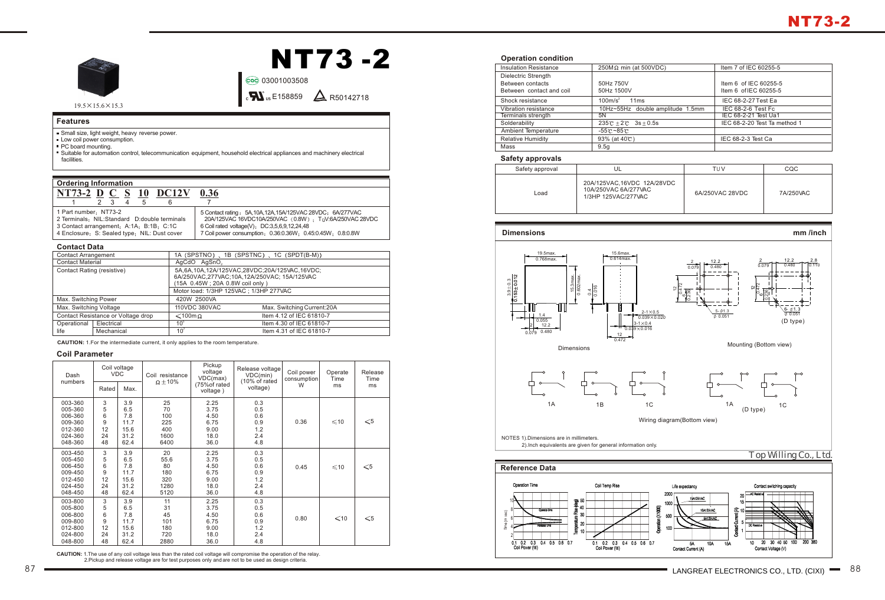# NT73-2

19.5×15.6×15.3

CQC 03001003508

UL E158859 TÜV R50142718

## Features

- Small size, light weight, heavy reverse power.
- Low coil power consumption.
- PC board mounting.
- Suitable for automation control, telecommunication equipment, household electrical appliances and machinery electrical facilities.

## Ordering Information

**NT73-2 D C S 10 DC12V 0.36**

1 2 3 4 5 6 7

| | |
|---|---|
| 1 Part number：NT73-2<br>2 Terminals：NIL:Standard D:double terminals<br>3 Contact arrangement：A:1A；B:1B；C:1C<br>4 Enclosure：S: Sealed type；NIL: Dust cover | 5 Contact rating：5A,10A,12A,15A/125VAC 28VDC；6A/277VAC<br>20A/125VAC 16VDC10A/250VAC（0.8W）；TÜV:6A/250VAC 28VDC<br>6 Coil rated voltage(V)：DC:3,5,6,9,12,24,48<br>7 Coil power consumption：0.36:0.36W；0.45:0.45W；0.8:0.8W |

## Contact Data

| | | | |
|---|---|---|---|
| Contact Arrangement | | 1A (SPSTNO) 、1B (SPSTNC) 、1C (SPDT(B-M)) | |
| Contact Material | | AgCdO AgSnO₂ | |
| Contact Rating (resistive) | | 5A,6A,10A,12A/125VAC,28VDC;20A/125VAC,16VDC;<br>6A/250VAC,277VAC;10A,12A/250VAC; 15A/125VAC<br>(15A 0.45W ; 20A 0.8W coil only ) | |
| | | Motor load: 1/3HP 125VAC ; 1/3HP 277VAC | |
| Max. Switching Power | | 420W 2500VA | |
| Max. Switching Voltage | | 110VDC 380VAC | Max. Switching Current:20A |
| Contact Resistance or Voltage drop | | <100mΩ | Item 4.12 of IEC 61810-7 |
| Operational life | Electrical | $10^5$ | Item 4.30 of IEC 61810-7 |
| | Mechanical | $10^7$ | Item 4.31 of IEC 61810-7 |

**CAUTION:** 1.For the intermediate current, it only applies to the room temperature.

## Coil Parameter

| Dash numbers | Coil voltage VDC | | Coil resistance Ω±10% | Pickup voltage VDC(max) (75%of rated voltage ) | Release voltage VDC(min) (10% of rated voltage) | Coil power consumption W | Operate Time ms | Release Time ms |
|---|---|---|---|---|---|---|---|---|
| | Rated | Max. | | | | | | |
| 003-360 | 3 | 3.9 | 25 | 2.25 | 0.3 | 0.36 | ≤10 | <5 |
| 005-360 | 5 | 6.5 | 70 | 3.75 | 0.5 | | | |
| 006-360 | 6 | 7.8 | 100 | 4.50 | 0.6 | | | |
| 009-360 | 9 | 11.7 | 225 | 6.75 | 0.9 | | | |
| 012-360 | 12 | 15.6 | 400 | 9.00 | 1.2 | | | |
| 024-360 | 24 | 31.2 | 1600 | 18.0 | 2.4 | | | |
| 048-360 | 48 | 62.4 | 6400 | 36.0 | 4.8 | | | |
| 003-450 | 3 | 3.9 | 20 | 2.25 | 0.3 | 0.45 | ≤10 | <5 |
| 005-450 | 5 | 6.5 | 55.6 | 3.75 | 0.5 | | | |
| 006-450 | 6 | 7.8 | 80 | 4.50 | 0.6 | | | |
| 009-450 | 9 | 11.7 | 180 | 6.75 | 0.9 | | | |
| 012-450 | 12 | 15.6 | 320 | 9.00 | 1.2 | | | |
| 024-450 | 24 | 31.2 | 1280 | 18.0 | 2.4 | | | |
| 048-450 | 48 | 62.4 | 5120 | 36.0 | 4.8 | | | |
| 003-800 | 3 | 3.9 | 11 | 2.25 | 0.3 | 0.80 | <10 | <5 |
| 005-800 | 5 | 6.5 | 31 | 3.75 | 0.5 | | | |
| 006-800 | 6 | 7.8 | 45 | 4.50 | 0.6 | | | |
| 009-800 | 9 | 11.7 | 101 | 6.75 | 0.9 | | | |
| 012-800 | 12 | 15.6 | 180 | 9.00 | 1.2 | | | |
| 024-800 | 24 | 31.2 | 720 | 18.0 | 2.4 | | | |
| 048-800 | 48 | 62.4 | 2880 | 36.0 | 4.8 | | | |

**CAUTION:** 1.The use of any coil voltage less than the rated coil voltage will compromise the operation of the relay.
2.Pickup and release voltage are for test purposes only and are not to be used as design criteria.

## Operation condition

| | | |
|---|---|---|
| Insulation Resistance | 250MΩ min (at 500VDC) | Item 7 of IEC 60255-5 |
| Dielectric Strength<br>Between contacts<br>Between contact and coil | <br>50Hz 750V<br>50Hz 1500V | <br>Item 6 of IEC 60255-5<br>Item 6 of IEC 60255-5 |
| Shock resistance | $100m/s^2$ 11ms | IEC 68-2-27 Test Ea |
| Vibration resistance | 10Hz~55Hz double amplitude 1.5mm | IEC 68-2-6 Test Fc |
| Terminals strength | 5N | IEC 68-2-21 Test Ua1 |
| Solderability | 235℃±2℃ 3s±0.5s | IEC 68-2-20 Test Ta method 1 |
| Ambient Temperature | -55℃~85℃ | |
| Relative Humidity | 93% (at 40℃) | IEC 68-2-3 Test Ca |
| Mass | 9.5g | |

## Safety approvals

| Safety approval | UL | TUV | CQC |
|---|---|---|---|
| Load | 20A/125VAC,16VDC 12A/28VDC<br>10A/250VAC 6A/277VAC<br>1/3HP 125VAC/277VAC | 6A/250VAC 28VDC | 7A/250VAC |

## Dimensions

mm /inch

19.5max. 0.768max.
15.6max. 0.614max.
15.3max 0.602max.
3.9±0.3 0.153±0.012
0.4 0.016
1.4 0.055
2 0.079
12.2 0.480
2-1×0.5 0.039×0.020
3-1×0.4 0.039×0.016
12 0.472

Dimensions

2 0.079 12.2 0.480
12 0.472 6 0.236
5-φ1.3 φ0.051

2 0.079 12.2 0.480 2.8 0.110
12 0.472 6 0.236
6-φ1.3 φ0.051
(D type)

Mounting (Bottom view)

1A 1B 1C 1A (D type) 1C

Wiring diagram(Bottom view)

NOTES 1).Dimensions are in millimeters.
2).Inch equivalents are given for general information only.

Top Willing Co., Ltd.

## Reference Data

Operation Time
Time (m sec)
Operate time
Release time
0.1 0.2 0.3 0.4 0.5 0.6 0.7
Coil Power (W)

Coil Temp Rise
Temperature Rise (deg)
50 40 30 20 10
0.1 0.2 0.3 0.4 0.5 0.6 0.7
Coil Power (W)

Life expectancy
Operation (X1000)
2000 1000 500 100
15A125VAC
10A125VAC
5A125VAC
5A 10A 15A
Contact Current (A)

Contact switching capacity
Contact Current (A)
20 15 10 5 1
AC Resistive
DC Resistive
10 20 30 40 60 100 200 380
Contact Voltage (V)

LANGREAT ELECTRONICS CO., LTD. (CIXI)